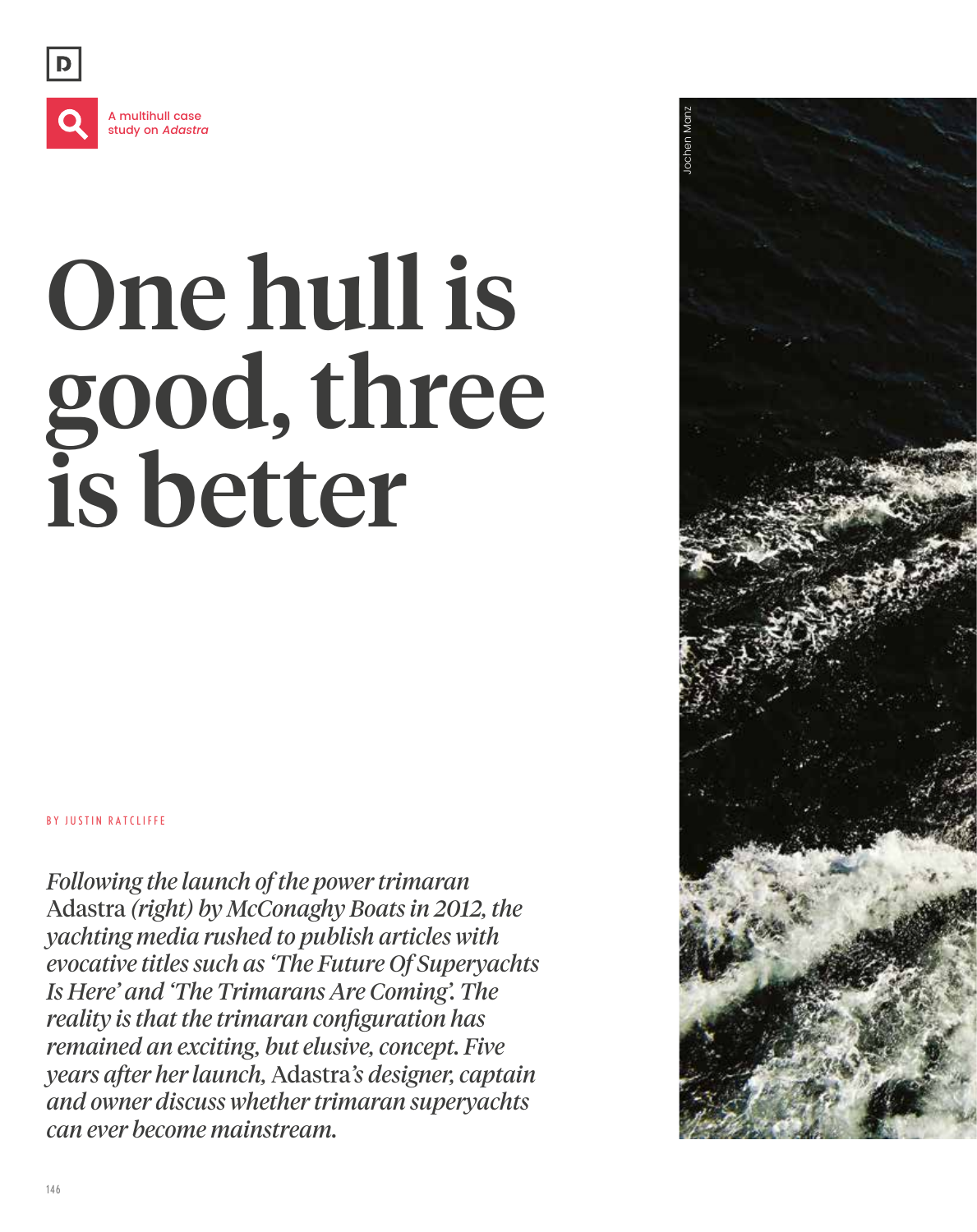A multihull case study on *Adastra*

# One hull is good, three is better

BY JUSTIN RATCLIFFE

*Following the launch of the power trimaran* Adastra *(right) by McConaghy Boats in 2012, the yachting media rushed to publish articles with evocative titles such as 'The Future Of Superyachts Is Here' and 'The Trimarans Are Coming'. The reality is that the trimaran configuration has remained an exciting, but elusive, concept. Five years after her launch,* Adastra*'s designer, captain and owner discuss whether trimaran superyachts can ever become mainstream.*

Jochen Manz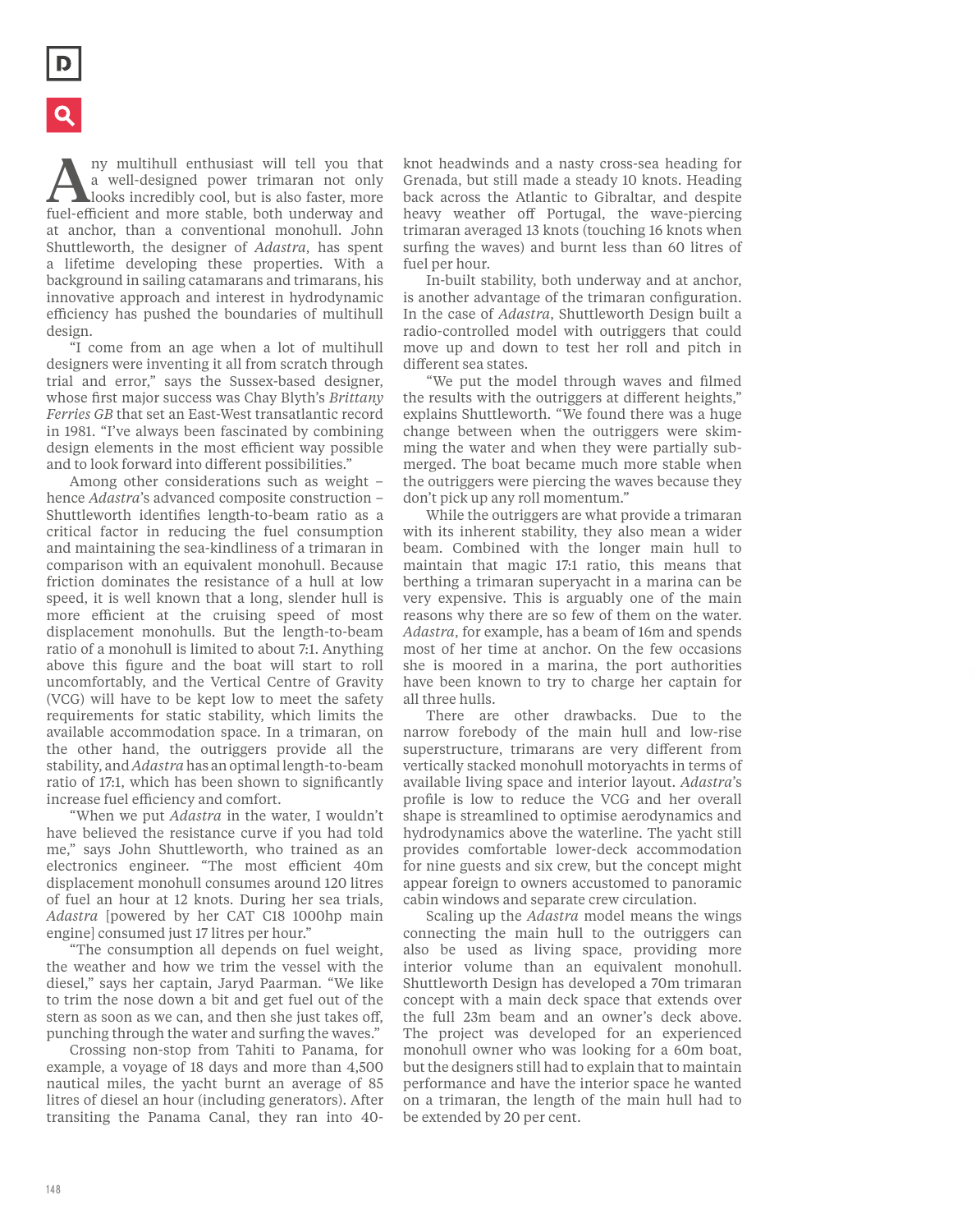Any multihull enthusiast will tell you that a well-designed power trimaran not only looks incredibly cool, but is also faster, more fuel-efficient and more stable, both underway and at anchor, than a conventional monohull. John Shuttleworth, the designer of *Adastra*, has spent a lifetime developing these properties. With a background in sailing catamarans and trimarans, his innovative approach and interest in hydrodynamic efficiency has pushed the boundaries of multihull design.

"I come from an age when a lot of multihull designers were inventing it all from scratch through trial and error," says the Sussex-based designer, whose first major success was Chay Blyth's *Brittany Ferries GB* that set an East-West transatlantic record in 1981. "I've always been fascinated by combining design elements in the most efficient way possible and to look forward into different possibilities."

Among other considerations such as weight – hence *Adastra*'s advanced composite construction – Shuttleworth identifies length-to-beam ratio as a critical factor in reducing the fuel consumption and maintaining the sea-kindliness of a trimaran in comparison with an equivalent monohull. Because friction dominates the resistance of a hull at low speed, it is well known that a long, slender hull is more efficient at the cruising speed of most displacement monohulls. But the length-to-beam ratio of a monohull is limited to about 7:1. Anything above this figure and the boat will start to roll uncomfortably, and the Vertical Centre of Gravity (VCG) will have to be kept low to meet the safety requirements for static stability, which limits the available accommodation space. In a trimaran, on the other hand, the outriggers provide all the stability, and *Adastra* has an optimal length-to-beam ratio of 17:1, which has been shown to significantly increase fuel efficiency and comfort.

"When we put *Adastra* in the water, I wouldn't have believed the resistance curve if you had told me," says John Shuttleworth, who trained as an electronics engineer. "The most efficient 40m displacement monohull consumes around 120 litres of fuel an hour at 12 knots. During her sea trials, *Adastra* [powered by her CAT C18 1000hp main engine] consumed just 17 litres per hour."

"The consumption all depends on fuel weight, the weather and how we trim the vessel with the diesel," says her captain, Jaryd Paarman. "We like to trim the nose down a bit and get fuel out of the stern as soon as we can, and then she just takes off, punching through the water and surfing the waves."

Crossing non-stop from Tahiti to Panama, for example, a voyage of 18 days and more than 4,500 nautical miles, the yacht burnt an average of 85 litres of diesel an hour (including generators). After transiting the Panama Canal, they ran into 40-knot headwinds and a nasty cross-sea heading for Grenada, but still made a steady 10 knots. Heading back across the Atlantic to Gibraltar, and despite heavy weather off Portugal, the wave-piercing trimaran averaged 13 knots (touching 16 knots when surfing the waves) and burnt less than 60 litres of fuel per hour.

In-built stability, both underway and at anchor, is another advantage of the trimaran configuration. In the case of *Adastra*, Shuttleworth Design built a radio-controlled model with outriggers that could move up and down to test her roll and pitch in different sea states.

"We put the model through waves and filmed the results with the outriggers at different heights," explains Shuttleworth. "We found there was a huge change between when the outriggers were skimming the water and when they were partially submerged. The boat became much more stable when the outriggers were piercing the waves because they don't pick up any roll momentum."

While the outriggers are what provide a trimaran with its inherent stability, they also mean a wider beam. Combined with the longer main hull to maintain that magic 17:1 ratio, this means that berthing a trimaran superyacht in a marina can be very expensive. This is arguably one of the main reasons why there are so few of them on the water. *Adastra*, for example, has a beam of 16m and spends most of her time at anchor. On the few occasions she is moored in a marina, the port authorities have been known to try to charge her captain for all three hulls.

There are other drawbacks. Due to the narrow forebody of the main hull and low-rise superstructure, trimarans are very different from vertically stacked monohull motoryachts in terms of available living space and interior layout. *Adastra*'s profile is low to reduce the VCG and her overall shape is streamlined to optimise aerodynamics and hydrodynamics above the waterline. The yacht still provides comfortable lower-deck accommodation for nine guests and six crew, but the concept might appear foreign to owners accustomed to panoramic cabin windows and separate crew circulation.

Scaling up the *Adastra* model means the wings connecting the main hull to the outriggers can also be used as living space, providing more interior volume than an equivalent monohull. Shuttleworth Design has developed a 70m trimaran concept with a main deck space that extends over the full 23m beam and an owner's deck above. The project was developed for an experienced monohull owner who was looking for a 60m boat, but the designers still had to explain that to maintain performance and have the interior space he wanted on a trimaran, the length of the main hull had to be extended by 20 per cent.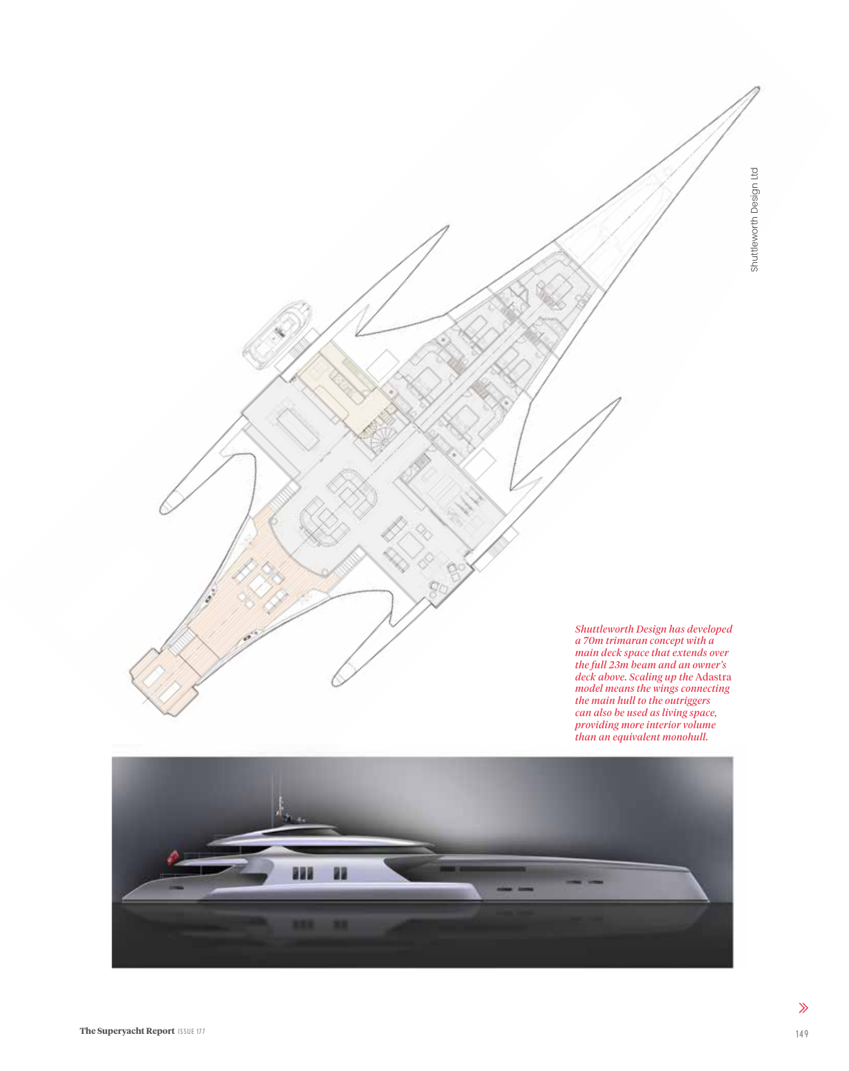Shuttleworth Design Ltd

*Shuttleworth Design has developed a 70m trimaran concept with a main deck space that extends over the full 23m beam and an owner's deck above. Scaling up the* Adastra *model means the wings connecting the main hull to the outriggers can also be used as living space, providing more interior volume than an equivalent monohull.*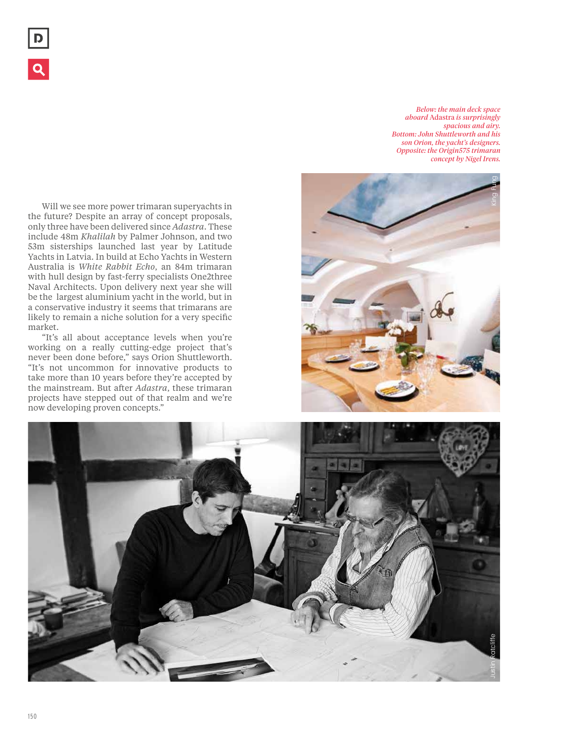*Below: the main deck space aboard* Adastra *is surprisingly spacious and airy. Bottom: John Shuttleworth and his son Orion, the yacht's designers. Opposite: the Origin575 trimaran concept by Nigel Irens.*

Will we see more power trimaran superyachts in the future? Despite an array of concept proposals, only three have been delivered since *Adastra*. These include 48m *Khalilah* by Palmer Johnson, and two 53m sisterships launched last year by Latitude Yachts in Latvia. In build at Echo Yachts in Western Australia is *White Rabbit Echo*, an 84m trimaran with hull design by fast-ferry specialists One2three Naval Architects. Upon delivery next year she will be the largest aluminium yacht in the world, but in a conservative industry it seems that trimarans are likely to remain a niche solution for a very specific market.

"It's all about acceptance levels when you're working on a really cutting-edge project that's never been done before," says Orion Shuttleworth. "It's not uncommon for innovative products to take more than 10 years before they're accepted by the mainstream. But after *Adastra*, these trimaran projects have stepped out of that realm and we're now developing proven concepts."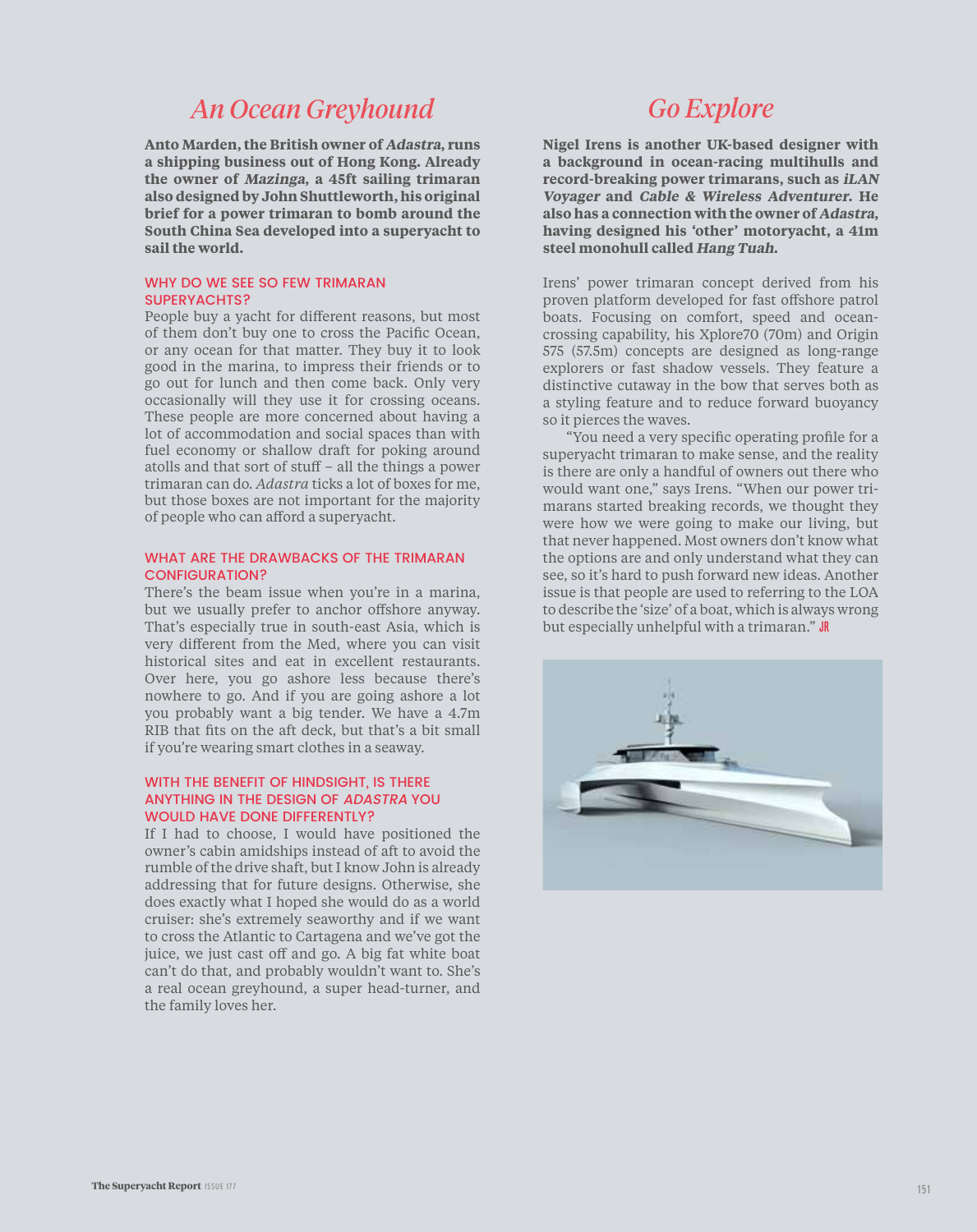## *An Ocean Greyhound*

**Anto Marden, the British owner of *Adastra*, runs a shipping business out of Hong Kong. Already the owner of *Mazinga*, a 45ft sailing trimaran also designed by John Shuttleworth, his original brief for a power trimaran to bomb around the South China Sea developed into a superyacht to sail the world.**

### WHY DO WE SEE SO FEW TRIMARAN SUPERYACHTS?

People buy a yacht for different reasons, but most of them don't buy one to cross the Pacific Ocean, or any ocean for that matter. They buy it to look good in the marina, to impress their friends or to go out for lunch and then come back. Only very occasionally will they use it for crossing oceans. These people are more concerned about having a lot of accommodation and social spaces than with fuel economy or shallow draft for poking around atolls and that sort of stuff – all the things a power trimaran can do. *Adastra* ticks a lot of boxes for me, but those boxes are not important for the majority of people who can afford a superyacht.

### WHAT ARE THE DRAWBACKS OF THE TRIMARAN CONFIGURATION?

There's the beam issue when you're in a marina, but we usually prefer to anchor offshore anyway. That's especially true in south-east Asia, which is very different from the Med, where you can visit historical sites and eat in excellent restaurants. Over here, you go ashore less because there's nowhere to go. And if you are going ashore a lot you probably want a big tender. We have a 4.7m RIB that fits on the aft deck, but that's a bit small if you're wearing smart clothes in a seaway.

### WITH THE BENEFIT OF HINDSIGHT, IS THERE ANYTHING IN THE DESIGN OF *ADASTRA* YOU WOULD HAVE DONE DIFFERENTLY?

If I had to choose, I would have positioned the owner's cabin amidships instead of aft to avoid the rumble of the drive shaft, but I know John is already addressing that for future designs. Otherwise, she does exactly what I hoped she would do as a world cruiser: she's extremely seaworthy and if we want to cross the Atlantic to Cartagena and we've got the juice, we just cast off and go. A big fat white boat can't do that, and probably wouldn't want to. She's a real ocean greyhound, a super head-turner, and the family loves her.

## *Go Explore*

**Nigel Irens is another UK-based designer with a background in ocean-racing multihulls and record-breaking power trimarans, such as *iLAN Voyager* and *Cable & Wireless Adventurer*. He also has a connection with the owner of *Adastra*, having designed his 'other' motoryacht, a 41m steel monohull called *Hang Tuah*.**

Irens' power trimaran concept derived from his proven platform developed for fast offshore patrol boats. Focusing on comfort, speed and ocean-crossing capability, his Xplore70 (70m) and Origin 575 (57.5m) concepts are designed as long-range explorers or fast shadow vessels. They feature a distinctive cutaway in the bow that serves both as a styling feature and to reduce forward buoyancy so it pierces the waves.

"You need a very specific operating profile for a superyacht trimaran to make sense, and the reality is there are only a handful of owners out there who would want one," says Irens. "When our power trimarans started breaking records, we thought they were how we were going to make our living, but that never happened. Most owners don't know what the options are and only understand what they can see, so it's hard to push forward new ideas. Another issue is that people are used to referring to the LOA to describe the 'size' of a boat, which is always wrong but especially unhelpful with a trimaran." JR